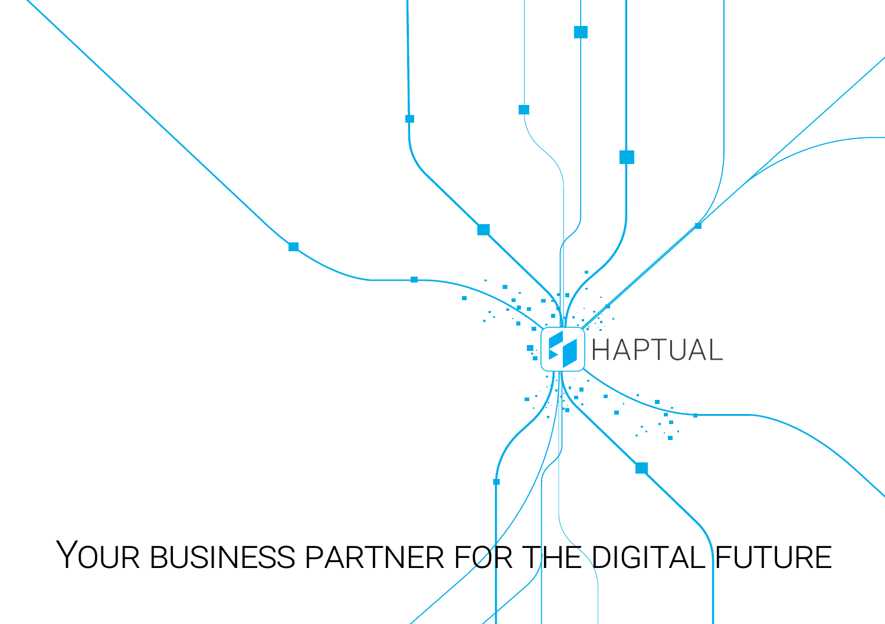HAPTUAL

# YOUR BUSINESS PARTNER FOR THE DIGITAL FUTURE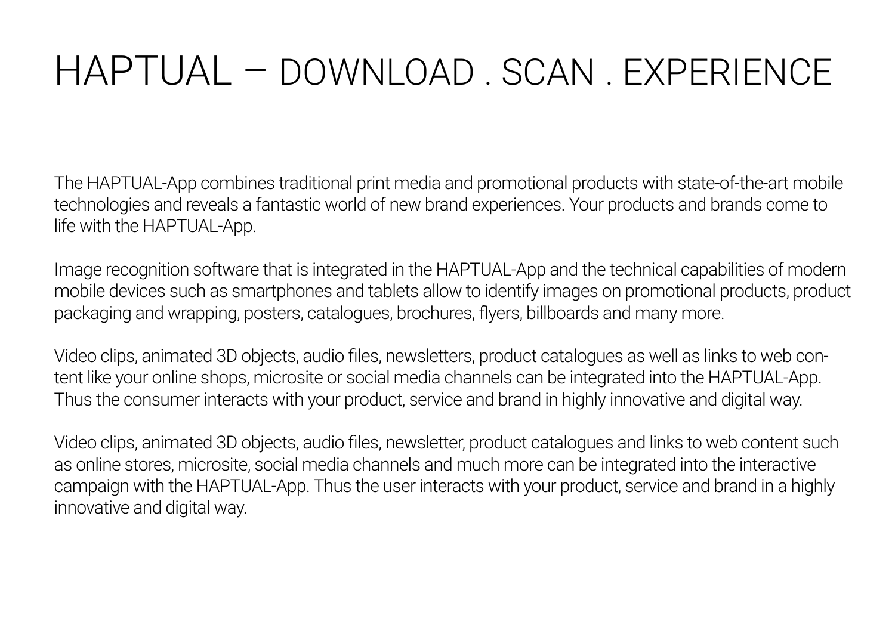# HAPTUAL – DOWNLOAD . SCAN . EXPERIENCE

The HAPTUAL-App combines traditional print media and promotional products with state-of-the-art mobile technologies and reveals a fantastic world of new brand experiences. Your products and brands come to life with the HAPTUAL-App.

Image recognition software that is integrated in the HAPTUAL-App and the technical capabilities of modern mobile devices such as smartphones and tablets allow to identify images on promotional products, product packaging and wrapping, posters, catalogues, brochures, flyers, billboards and many more.

Video clips, animated 3D objects, audio files, newsletters, product catalogues as well as links to web content like your online shops, microsite or social media channels can be integrated into the HAPTUAL-App. Thus the consumer interacts with your product, service and brand in highly innovative and digital way.

Video clips, animated 3D objects, audio files, newsletter, product catalogues and links to web content such as online stores, microsite, social media channels and much more can be integrated into the interactive campaign with the HAPTUAL-App. Thus the user interacts with your product, service and brand in a highly innovative and digital way.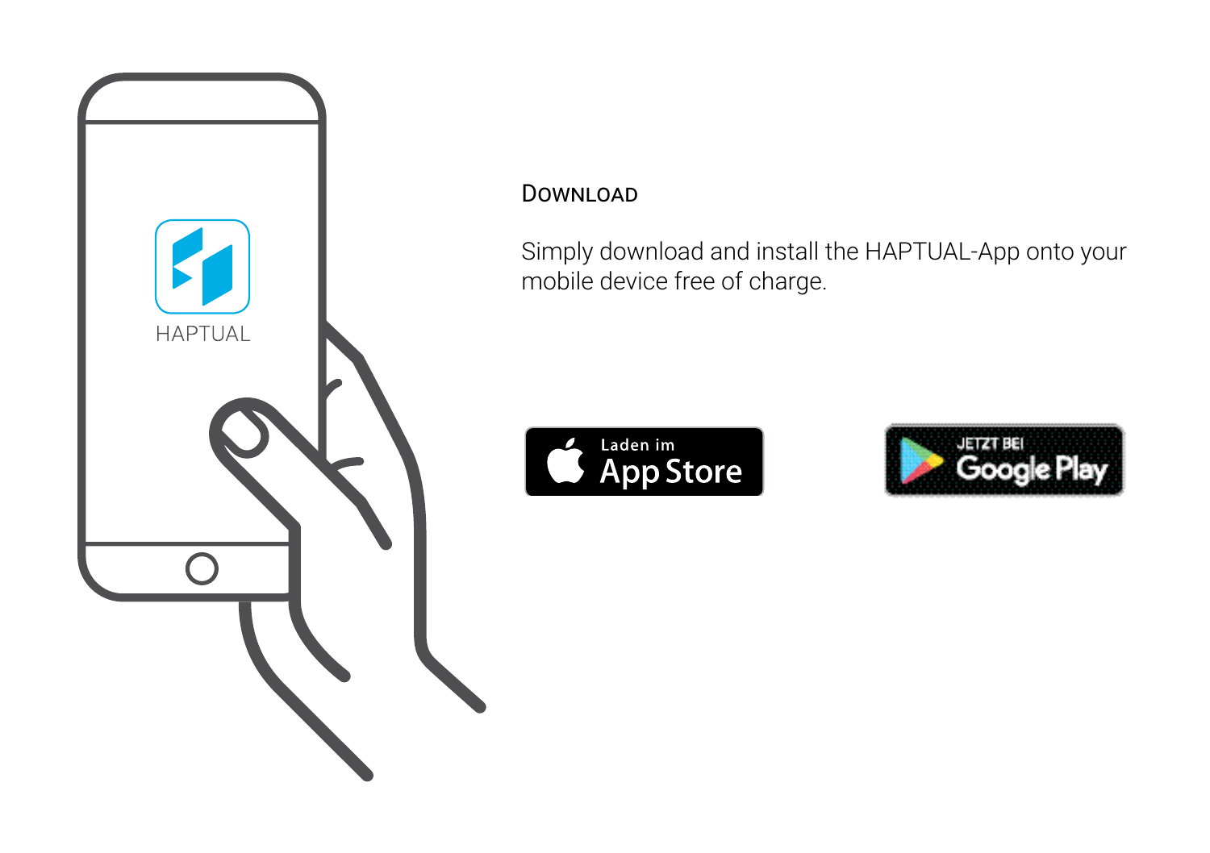## Download

Simply download and install the HAPTUAL-App onto your mobile device free of charge.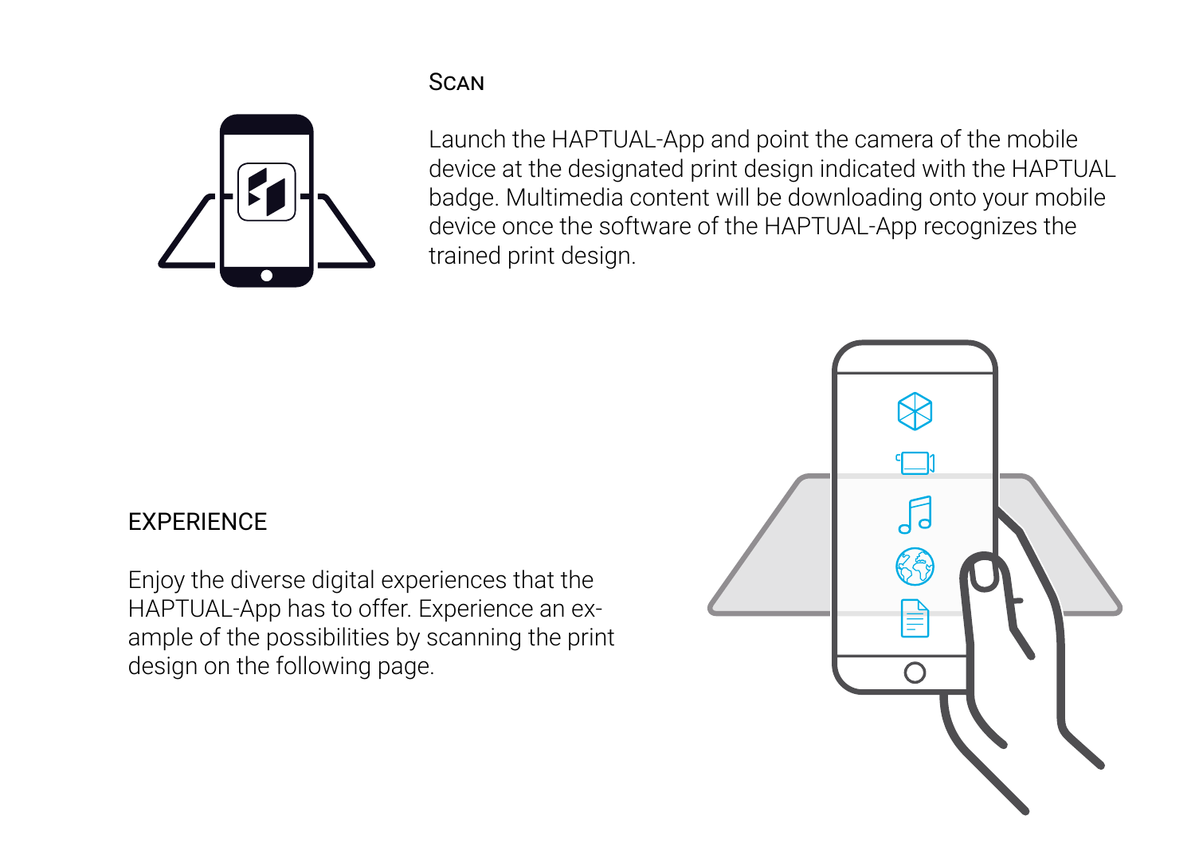## Scan

Launch the HAPTUAL-App and point the camera of the mobile device at the designated print design indicated with the HAPTUAL badge. Multimedia content will be downloading onto your mobile device once the software of the HAPTUAL-App recognizes the trained print design.

## EXPERIENCE

Enjoy the diverse digital experiences that the HAPTUAL-App has to offer. Experience an example of the possibilities by scanning the print design on the following page.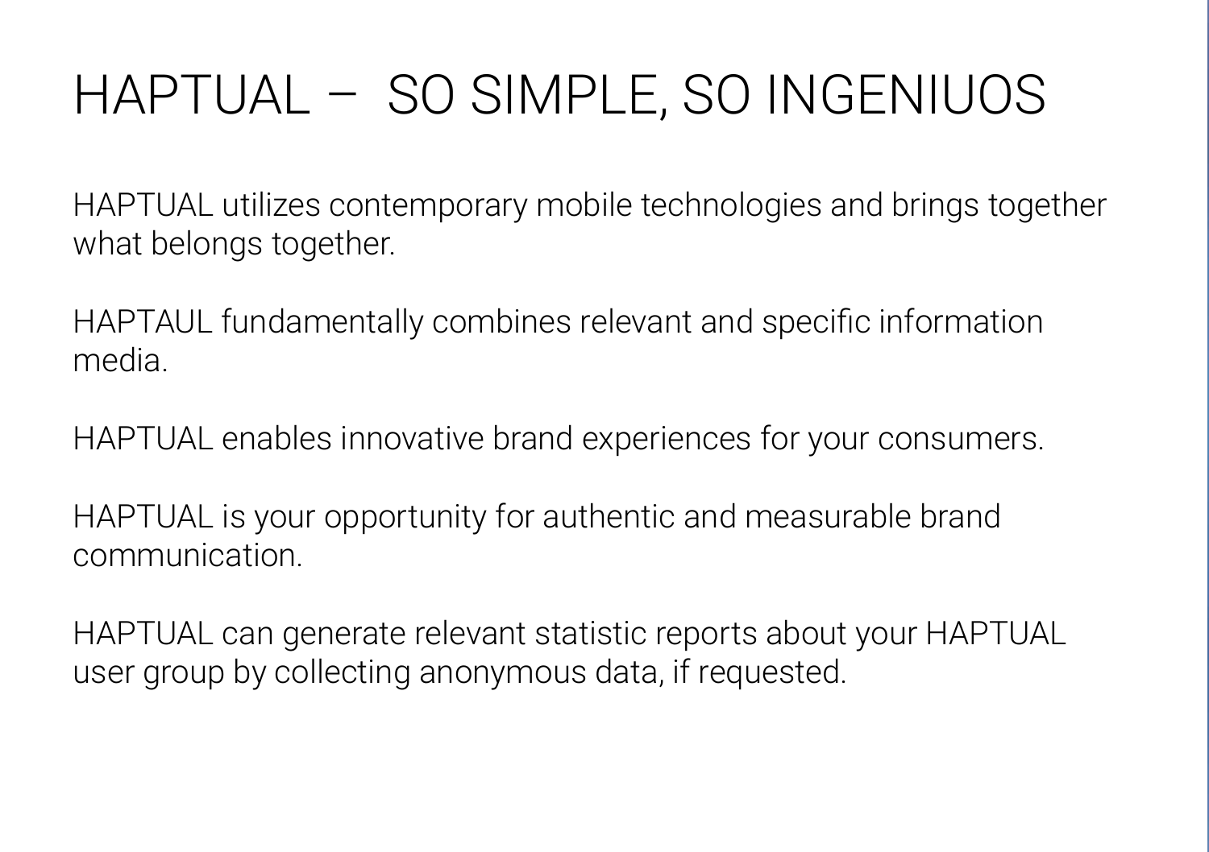# HAPTUAL – SO SIMPLE, SO INGENIUOS

HAPTUAL utilizes contemporary mobile technologies and brings together what belongs together.

HAPTAUL fundamentally combines relevant and specific information media.

HAPTUAL enables innovative brand experiences for your consumers.

HAPTUAL is your opportunity for authentic and measurable brand communication.

HAPTUAL can generate relevant statistic reports about your HAPTUAL user group by collecting anonymous data, if requested.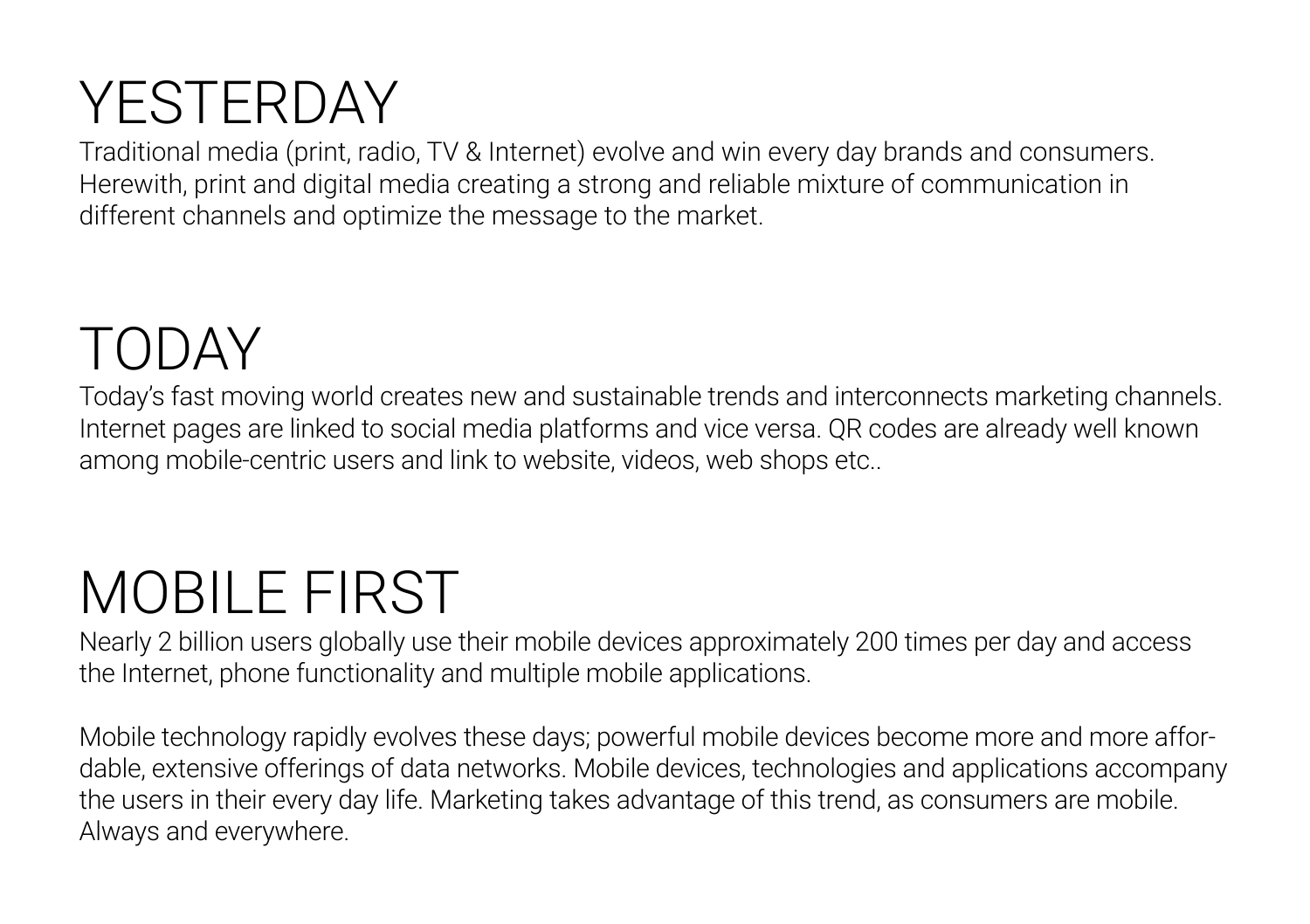# YESTERDAY

Traditional media (print, radio, TV & Internet) evolve and win every day brands and consumers. Herewith, print and digital media creating a strong and reliable mixture of communication in different channels and optimize the message to the market.

# TODAY

Today's fast moving world creates new and sustainable trends and interconnects marketing channels. Internet pages are linked to social media platforms and vice versa. QR codes are already well known among mobile-centric users and link to website, videos, web shops etc..

# MOBILE FIRST

Nearly 2 billion users globally use their mobile devices approximately 200 times per day and access the Internet, phone functionality and multiple mobile applications.

Mobile technology rapidly evolves these days; powerful mobile devices become more and more affordable, extensive offerings of data networks. Mobile devices, technologies and applications accompany the users in their every day life. Marketing takes advantage of this trend, as consumers are mobile. Always and everywhere.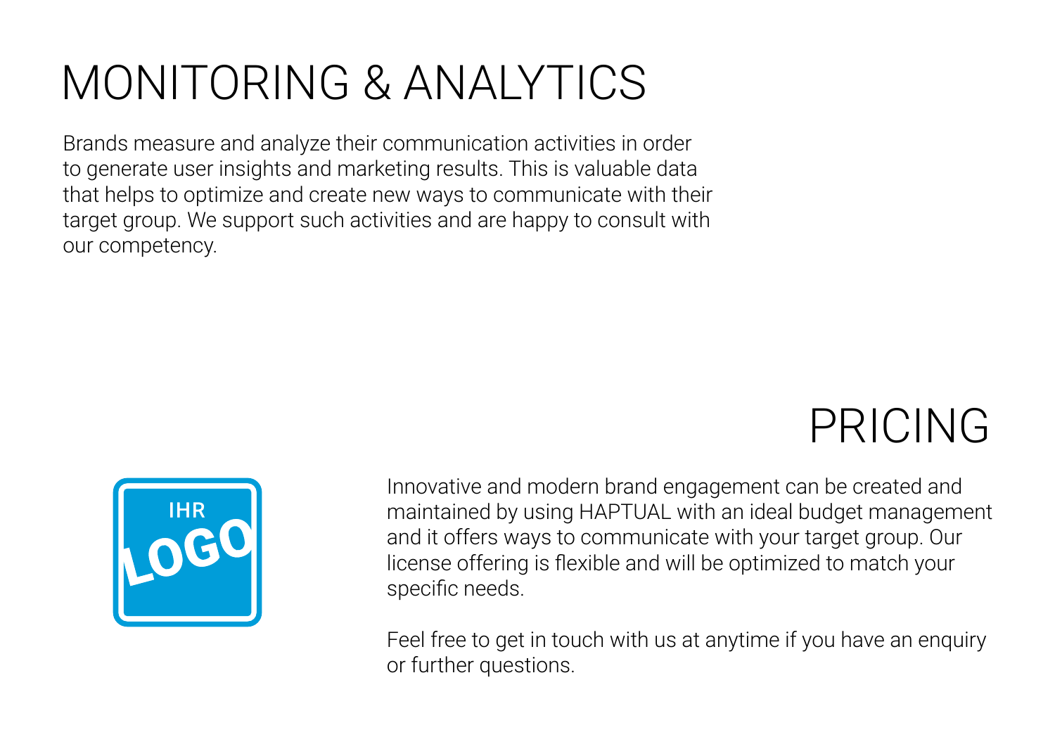# MONITORING & ANALYTICS

Brands measure and analyze their communication activities in order to generate user insights and marketing results. This is valuable data that helps to optimize and create new ways to communicate with their target group. We support such activities and are happy to consult with our competency.

# PRICING

Innovative and modern brand engagement can be created and maintained by using HAPTUAL with an ideal budget management and it offers ways to communicate with your target group. Our license offering is flexible and will be optimized to match your specific needs.

Feel free to get in touch with us at anytime if you have an enquiry or further questions.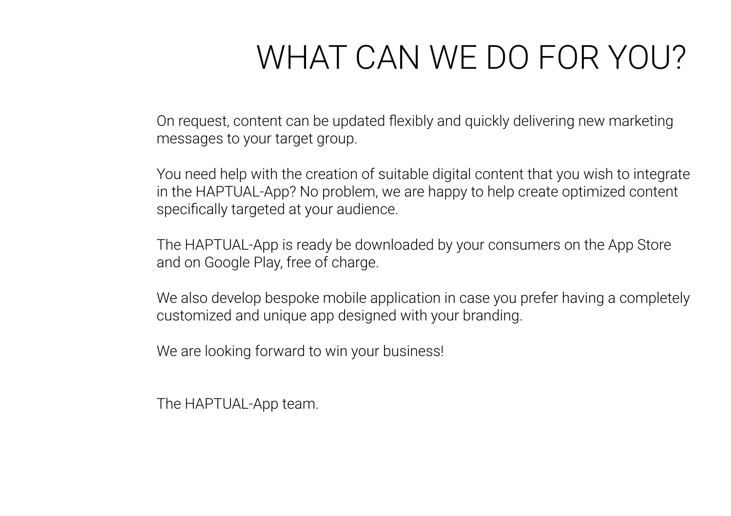# WHAT CAN WE DO FOR YOU?

On request, content can be updated flexibly and quickly delivering new marketing messages to your target group.

You need help with the creation of suitable digital content that you wish to integrate in the HAPTUAL-App? No problem, we are happy to help create optimized content specifically targeted at your audience.

The HAPTUAL-App is ready be downloaded by your consumers on the App Store and on Google Play, free of charge.

We also develop bespoke mobile application in case you prefer having a completely customized and unique app designed with your branding.

We are looking forward to win your business!

The HAPTUAL-App team.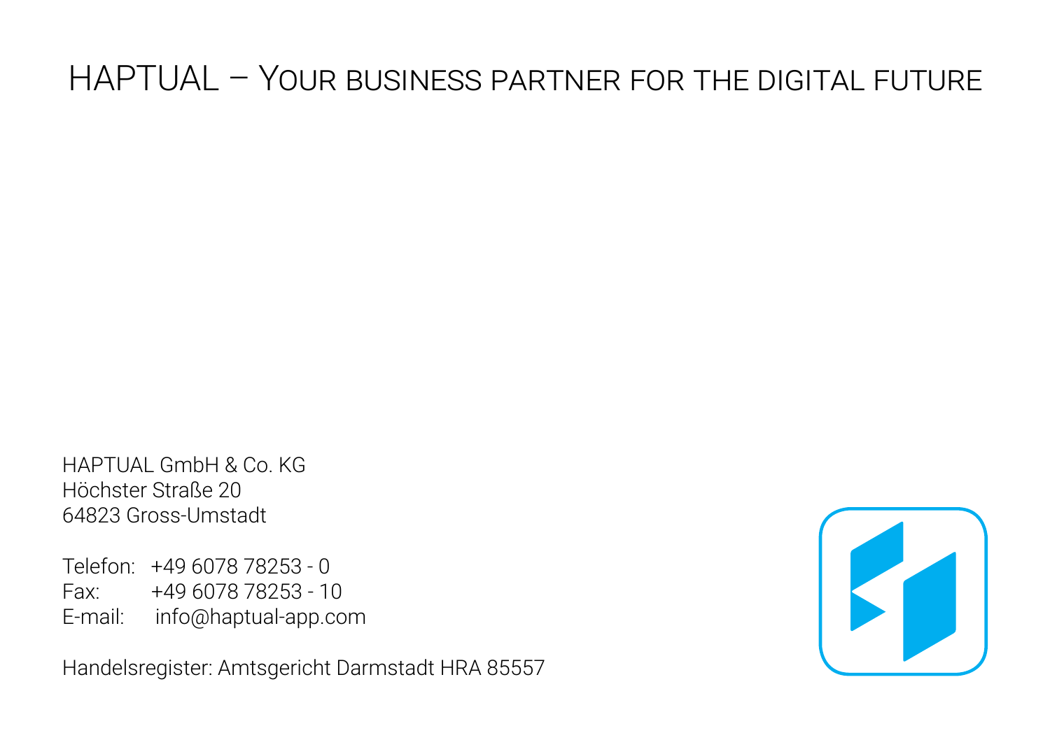# HAPTUAL – Your business partner for the digital future

HAPTUAL GmbH & Co. KG
Höchster Straße 20
64823 Gross-Umstadt

Telefon: +49 6078 78253 - 0
Fax: +49 6078 78253 - 10
E-mail: info@haptual-app.com

Handelsregister: Amtsgericht Darmstadt HRA 85557